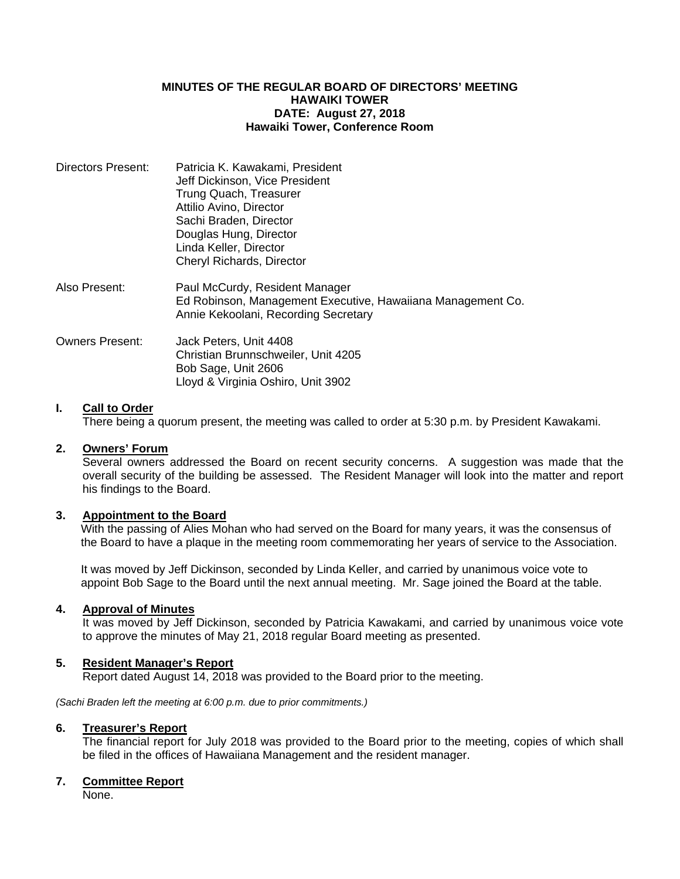**MINUTES OF THE REGULAR BOARD OF DIRECTORS' MEETING**
**HAWAIKI TOWER**
**DATE: August 27, 2018**
**Hawaiki Tower, Conference Room**

Directors Present: Patricia K. Kawakami, President
Jeff Dickinson, Vice President
Trung Quach, Treasurer
Attilio Avino, Director
Sachi Braden, Director
Douglas Hung, Director
Linda Keller, Director
Cheryl Richards, Director

Also Present: Paul McCurdy, Resident Manager
Ed Robinson, Management Executive, Hawaiiana Management Co.
Annie Kekoolani, Recording Secretary

Owners Present: Jack Peters, Unit 4408
Christian Brunnschweiler, Unit 4205
Bob Sage, Unit 2606
Lloyd & Virginia Oshiro, Unit 3902

## I. Call to Order

There being a quorum present, the meeting was called to order at 5:30 p.m. by President Kawakami.

## 2. Owners' Forum

Several owners addressed the Board on recent security concerns. A suggestion was made that the overall security of the building be assessed. The Resident Manager will look into the matter and report his findings to the Board.

## 3. Appointment to the Board

With the passing of Alies Mohan who had served on the Board for many years, it was the consensus of the Board to have a plaque in the meeting room commemorating her years of service to the Association.

It was moved by Jeff Dickinson, seconded by Linda Keller, and carried by unanimous voice vote to appoint Bob Sage to the Board until the next annual meeting. Mr. Sage joined the Board at the table.

## 4. Approval of Minutes

It was moved by Jeff Dickinson, seconded by Patricia Kawakami, and carried by unanimous voice vote to approve the minutes of May 21, 2018 regular Board meeting as presented.

## 5. Resident Manager's Report

Report dated August 14, 2018 was provided to the Board prior to the meeting.

*(Sachi Braden left the meeting at 6:00 p.m. due to prior commitments.)*

## 6. Treasurer's Report

The financial report for July 2018 was provided to the Board prior to the meeting, copies of which shall be filed in the offices of Hawaiiana Management and the resident manager.

## 7. Committee Report

None.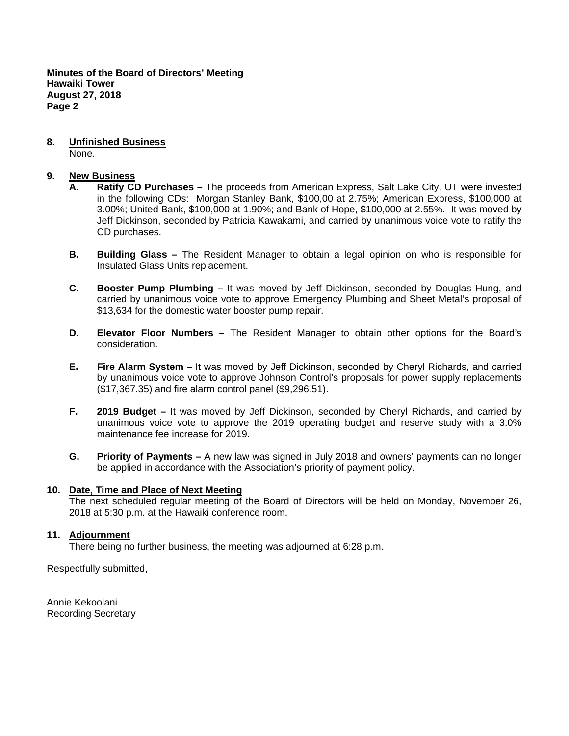**8. Unfinished Business**

None.

**9. New Business**

**A. Ratify CD Purchases –** The proceeds from American Express, Salt Lake City, UT were invested in the following CDs: Morgan Stanley Bank, $100,00 at 2.75%; American Express, $100,000 at 3.00%; United Bank, $100,000 at 1.90%; and Bank of Hope, $100,000 at 2.55%. It was moved by Jeff Dickinson, seconded by Patricia Kawakami, and carried by unanimous voice vote to ratify the CD purchases.

**B. Building Glass –** The Resident Manager to obtain a legal opinion on who is responsible for Insulated Glass Units replacement.

**C. Booster Pump Plumbing –** It was moved by Jeff Dickinson, seconded by Douglas Hung, and carried by unanimous voice vote to approve Emergency Plumbing and Sheet Metal's proposal of $13,634 for the domestic water booster pump repair.

**D. Elevator Floor Numbers –** The Resident Manager to obtain other options for the Board's consideration.

**E. Fire Alarm System –** It was moved by Jeff Dickinson, seconded by Cheryl Richards, and carried by unanimous voice vote to approve Johnson Control's proposals for power supply replacements ($17,367.35) and fire alarm control panel ($9,296.51).

**F. 2019 Budget –** It was moved by Jeff Dickinson, seconded by Cheryl Richards, and carried by unanimous voice vote to approve the 2019 operating budget and reserve study with a 3.0% maintenance fee increase for 2019.

**G. Priority of Payments –** A new law was signed in July 2018 and owners' payments can no longer be applied in accordance with the Association's priority of payment policy.

**10. Date, Time and Place of Next Meeting**

The next scheduled regular meeting of the Board of Directors will be held on Monday, November 26, 2018 at 5:30 p.m. at the Hawaiki conference room.

**11. Adjournment**

There being no further business, the meeting was adjourned at 6:28 p.m.

Respectfully submitted,

Annie Kekoolani
Recording Secretary